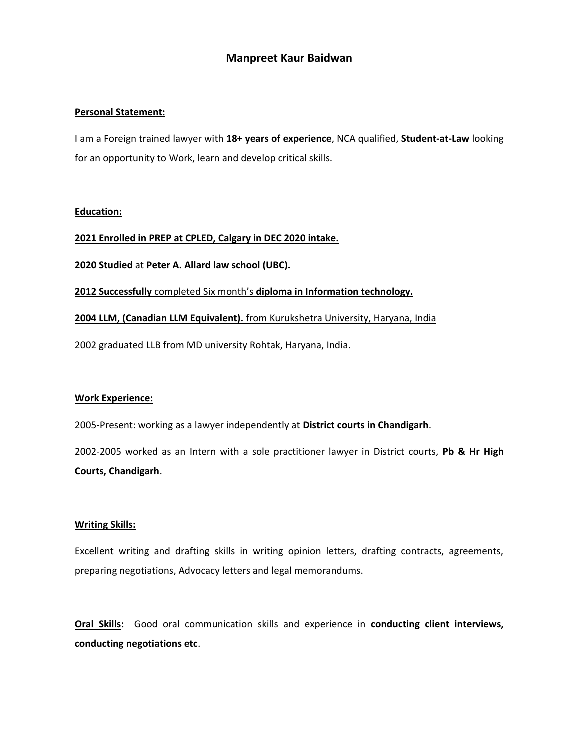# Manpreet Kaur Baidwan

**Personal Statement:**

I am a Foreign trained lawyer with **18+ years of experience**, NCA qualified, **Student-at-Law** looking for an opportunity to Work, learn and develop critical skills.

**Education:**

**2021 Enrolled in PREP at CPLED, Calgary in DEC 2020 intake.**

**2020 Studied** at **Peter A. Allard law school (UBC).**

**2012 Successfully** completed Six month's **diploma in Information technology.**

**2004 LLM, (Canadian LLM Equivalent).** from Kurukshetra University, Haryana, India

2002 graduated LLB from MD university Rohtak, Haryana, India.

**Work Experience:**

2005-Present: working as a lawyer independently at **District courts in Chandigarh**.

2002-2005 worked as an Intern with a sole practitioner lawyer in District courts, **Pb & Hr High Courts, Chandigarh**.

**Writing Skills:**

Excellent writing and drafting skills in writing opinion letters, drafting contracts, agreements, preparing negotiations, Advocacy letters and legal memorandums.

**Oral Skills:** Good oral communication skills and experience in **conducting client interviews, conducting negotiations etc**.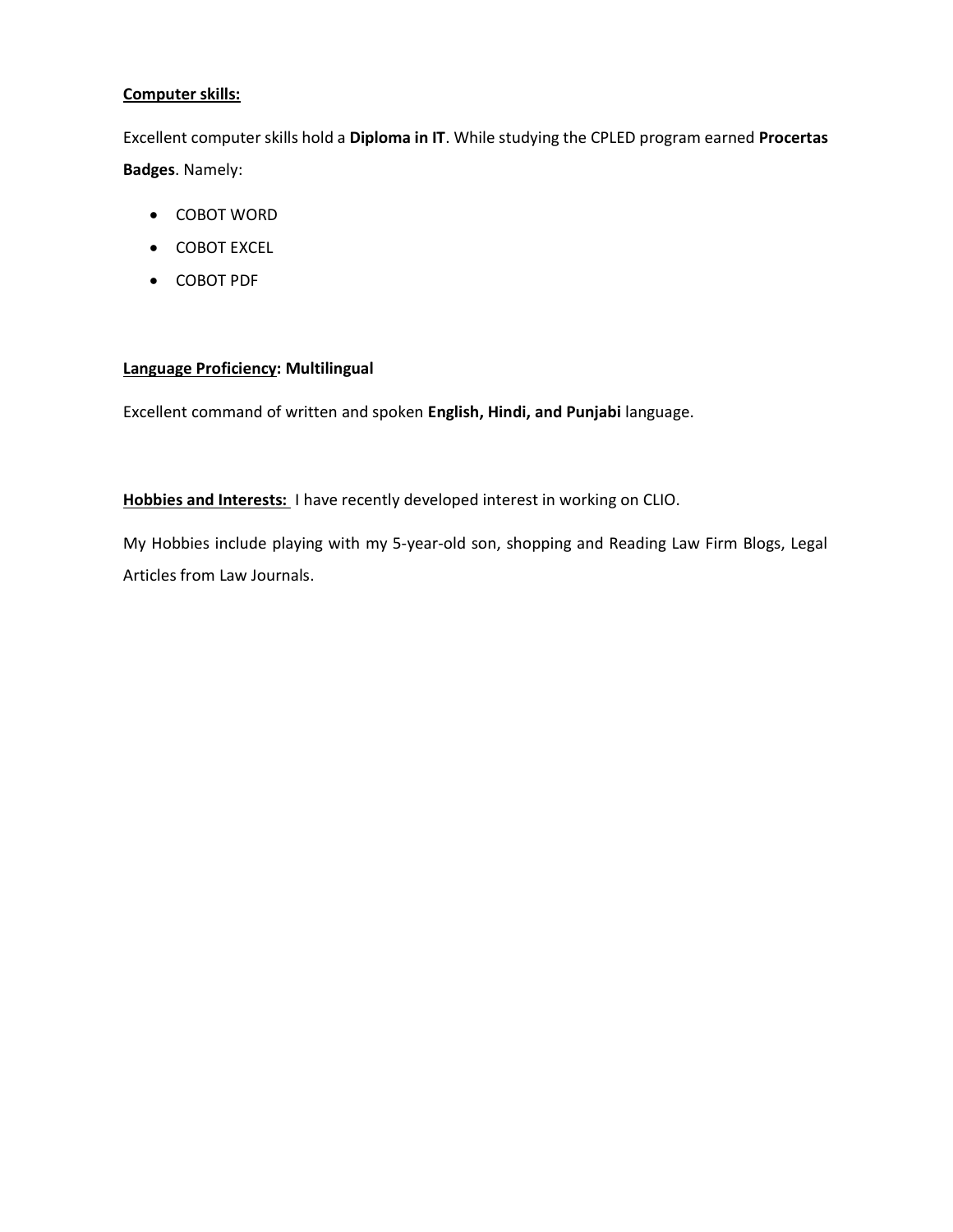**Computer skills:**

Excellent computer skills hold a **Diploma in IT**. While studying the CPLED program earned **Procertas Badges**. Namely:

- COBOT WORD
- COBOT EXCEL
- COBOT PDF

**Language Proficiency: Multilingual**

Excellent command of written and spoken **English, Hindi, and Punjabi** language.

**Hobbies and Interests:** I have recently developed interest in working on CLIO.

My Hobbies include playing with my 5-year-old son, shopping and Reading Law Firm Blogs, Legal Articles from Law Journals.